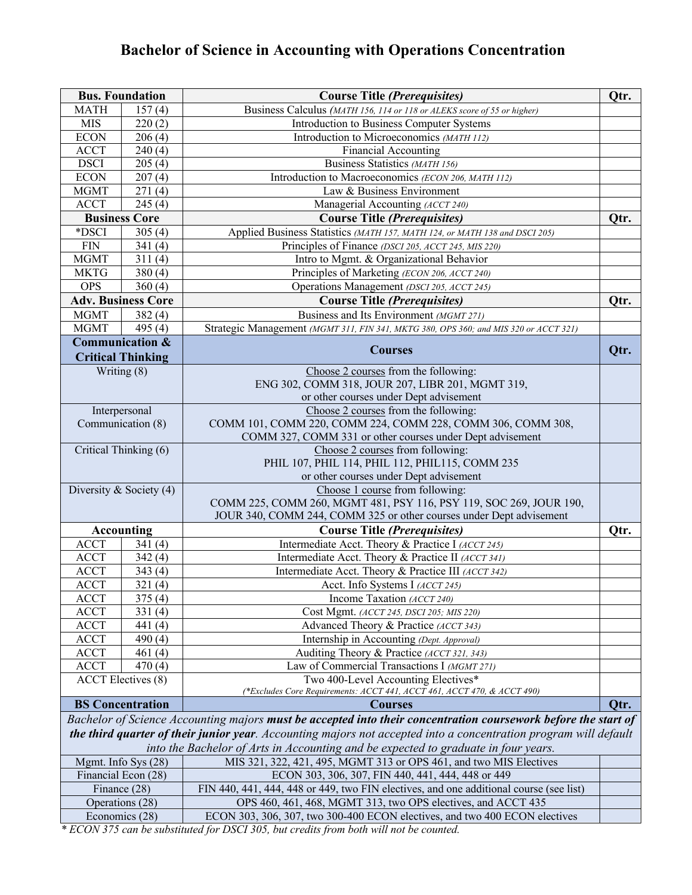# Bachelor of Science in Accounting with Operations Concentration

| Bus. Foundation | | Course Title *(Prerequisites)* | Qtr. |
|---|---|---|---|
| MATH | 157 (4) | Business Calculus *(MATH 156, 114 or 118 or ALEKS score of 55 or higher)* | |
| MIS | 220 (2) | Introduction to Business Computer Systems | |
| ECON | 206 (4) | Introduction to Microeconomics *(MATH 112)* | |
| ACCT | 240 (4) | Financial Accounting | |
| DSCI | 205 (4) | Business Statistics *(MATH 156)* | |
| ECON | 207 (4) | Introduction to Macroeconomics *(ECON 206, MATH 112)* | |
| MGMT | 271 (4) | Law & Business Environment | |
| ACCT | 245 (4) | Managerial Accounting *(ACCT 240)* | |
| **Business Core** | | **Course Title *(Prerequisites)*** | **Qtr.** |
| *DSCI | 305 (4) | Applied Business Statistics *(MATH 157, MATH 124, or MATH 138 and DSCI 205)* | |
| FIN | 341 (4) | Principles of Finance *(DSCI 205, ACCT 245, MIS 220)* | |
| MGMT | 311 (4) | Intro to Mgmt. & Organizational Behavior | |
| MKTG | 380 (4) | Principles of Marketing *(ECON 206, ACCT 240)* | |
| OPS | 360 (4) | Operations Management *(DSCI 205, ACCT 245)* | |
| **Adv. Business Core** | | **Course Title *(Prerequisites)*** | **Qtr.** |
| MGMT | 382 (4) | Business and Its Environment *(MGMT 271)* | |
| MGMT | 495 (4) | Strategic Management *(MGMT 311, FIN 341, MKTG 380, OPS 360; and MIS 320 or ACCT 321)* | |
| **Communication & Critical Thinking** | | **Courses** | **Qtr.** |
| Writing (8) | | Choose 2 courses from the following: ENG 302, COMM 318, JOUR 207, LIBR 201, MGMT 319, or other courses under Dept advisement | |
| Interpersonal Communication (8) | | Choose 2 courses from the following: COMM 101, COMM 220, COMM 224, COMM 228, COMM 306, COMM 308, COMM 327, COMM 331 or other courses under Dept advisement | |
| Critical Thinking (6) | | Choose 2 courses from following: PHIL 107, PHIL 114, PHIL 112, PHIL115, COMM 235 or other courses under Dept advisement | |
| Diversity & Society (4) | | Choose 1 course from following: COMM 225, COMM 260, MGMT 481, PSY 116, PSY 119, SOC 269, JOUR 190, JOUR 340, COMM 244, COMM 325 or other courses under Dept advisement | |
| **Accounting** | | **Course Title *(Prerequisites)*** | **Qtr.** |
| ACCT | 341 (4) | Intermediate Acct. Theory & Practice I *(ACCT 245)* | |
| ACCT | 342 (4) | Intermediate Acct. Theory & Practice II *(ACCT 341)* | |
| ACCT | 343 (4) | Intermediate Acct. Theory & Practice III *(ACCT 342)* | |
| ACCT | 321 (4) | Acct. Info Systems I *(ACCT 245)* | |
| ACCT | 375 (4) | Income Taxation *(ACCT 240)* | |
| ACCT | 331 (4) | Cost Mgmt. *(ACCT 245, DSCI 205; MIS 220)* | |
| ACCT | 441 (4) | Advanced Theory & Practice *(ACCT 343)* | |
| ACCT | 490 (4) | Internship in Accounting *(Dept. Approval)* | |
| ACCT | 461 (4) | Auditing Theory & Practice *(ACCT 321, 343)* | |
| ACCT | 470 (4) | Law of Commercial Transactions I *(MGMT 271)* | |
| ACCT Electives (8) | | Two 400-Level Accounting Electives* *(*Excludes Core Requirements: ACCT 441, ACCT 461, ACCT 470, & ACCT 490)* | |
| **BS Concentration** | | **Courses** | **Qtr.** |
| *Bachelor of Science Accounting majors **must be accepted into their concentration coursework before the start of the third quarter of their junior year**. Accounting majors not accepted into a concentration program will default into the Bachelor of Arts in Accounting and be expected to graduate in four years.* | | | |
| Mgmt. Info Sys (28) | | MIS 321, 322, 421, 495, MGMT 313 or OPS 461, and two MIS Electives | |
| Financial Econ (28) | | ECON 303, 306, 307, FIN 440, 441, 444, 448 or 449 | |
| Finance (28) | | FIN 440, 441, 444, 448 or 449, two FIN electives, and one additional course (see list) | |
| Operations (28) | | OPS 460, 461, 468, MGMT 313, two OPS electives, and ACCT 435 | |
| Economics (28) | | ECON 303, 306, 307, two 300-400 ECON electives, and two 400 ECON electives | |

*\* ECON 375 can be substituted for DSCI 305, but credits from both will not be counted.*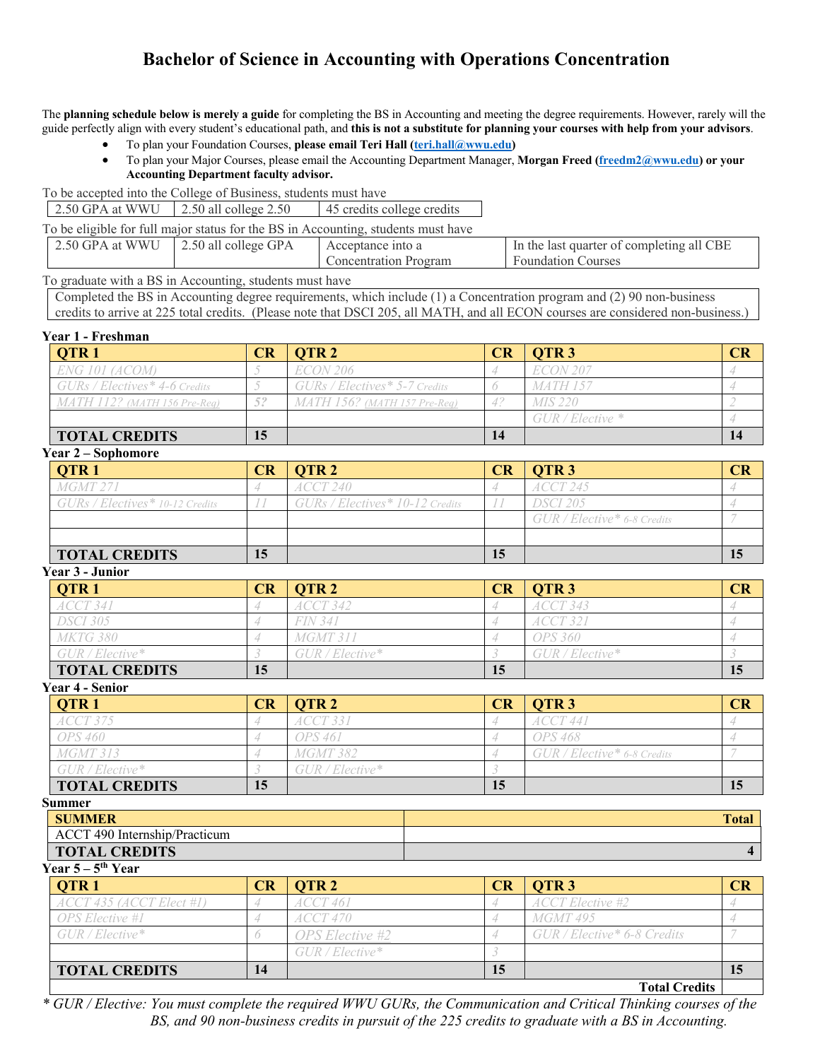# Bachelor of Science in Accounting with Operations Concentration

The **planning schedule below is merely a guide** for completing the BS in Accounting and meeting the degree requirements. However, rarely will the guide perfectly align with every student's educational path, and **this is not a substitute for planning your courses with help from your advisors**.

- To plan your Foundation Courses, **please email Teri Hall (teri.hall@wwu.edu)**
- To plan your Major Courses, please email the Accounting Department Manager, **Morgan Freed (freedm2@wwu.edu) or your Accounting Department faculty advisor.**

To be accepted into the College of Business, students must have

| | | |
|---|---|---|
| 2.50 GPA at WWU | 2.50 all college 2.50 | 45 credits college credits |

To be eligible for full major status for the BS in Accounting, students must have

| | | | |
|---|---|---|---|
| 2.50 GPA at WWU | 2.50 all college GPA | Acceptance into a Concentration Program | In the last quarter of completing all CBE Foundation Courses |

To graduate with a BS in Accounting, students must have

| |
|---|
| Completed the BS in Accounting degree requirements, which include (1) a Concentration program and (2) 90 non-business credits to arrive at 225 total credits. (Please note that DSCI 205, all MATH, and all ECON courses are considered non-business.) |

**Year 1 - Freshman**

| QTR 1 | CR | QTR 2 | CR | QTR 3 | CR |
|---|---|---|---|---|---|
| ENG 101 (ACOM) | 5 | ECON 206 | 4 | ECON 207 | 4 |
| GURs / Electives* 4-6 Credits | 5 | GURs / Electives* 5-7 Credits | 6 | MATH 157 | 4 |
| MATH 112? (MATH 156 Pre-Req) | 5? | MATH 156? (MATH 157 Pre-Req) | 4? | MIS 220 | 2 |
| | | | | GUR / Elective * | 4 |
| **TOTAL CREDITS** | **15** | | **14** | | **14** |

**Year 2 – Sophomore**

| QTR 1 | CR | QTR 2 | CR | QTR 3 | CR |
|---|---|---|---|---|---|
| MGMT 271 | 4 | ACCT 240 | 4 | ACCT 245 | 4 |
| GURs / Electives* 10-12 Credits | 11 | GURs / Electives* 10-12 Credits | 11 | DSCI 205 | 4 |
| | | | | GUR / Elective* 6-8 Credits | 7 |
| | | | | | |
| **TOTAL CREDITS** | **15** | | **15** | | **15** |

**Year 3 - Junior**

| QTR 1 | CR | QTR 2 | CR | QTR 3 | CR |
|---|---|---|---|---|---|
| ACCT 341 | 4 | ACCT 342 | 4 | ACCT 343 | 4 |
| DSCI 305 | 4 | FIN 341 | 4 | ACCT 321 | 4 |
| MKTG 380 | 4 | MGMT 311 | 4 | OPS 360 | 4 |
| GUR / Elective* | 3 | GUR / Elective* | 3 | GUR / Elective* | 3 |
| **TOTAL CREDITS** | **15** | | **15** | | **15** |

**Year 4 - Senior**

| QTR 1 | CR | QTR 2 | CR | QTR 3 | CR |
|---|---|---|---|---|---|
| ACCT 375 | 4 | ACCT 331 | 4 | ACCT 441 | 4 |
| OPS 460 | 4 | OPS 461 | 4 | OPS 468 | 4 |
| MGMT 313 | 4 | MGMT 382 | 4 | GUR / Elective* 6-8 Credits | 7 |
| GUR / Elective* | 3 | GUR / Elective* | 3 | | |
| **TOTAL CREDITS** | **15** | | **15** | | **15** |

**Summer**

| SUMMER | Total |
|---|---|
| ACCT 490 Internship/Practicum | |
| **TOTAL CREDITS** | **4** |

**Year 5 – 5th Year**

| QTR 1 | CR | QTR 2 | CR | QTR 3 | CR |
|---|---|---|---|---|---|
| ACCT 435 (ACCT Elect #1) | 4 | ACCT 461 | 4 | ACCT Elective #2 | 4 |
| OPS Elective #1 | 4 | ACCT 470 | 4 | MGMT 495 | 4 |
| GUR / Elective* | 6 | OPS Elective #2 | 4 | GUR / Elective* 6-8 Credits | 7 |
| | | GUR / Elective* | 3 | | |
| **TOTAL CREDITS** | **14** | | **15** | | **15** |
| | | | | **Total Credits** | |

*\* GUR / Elective: You must complete the required WWU GURs, the Communication and Critical Thinking courses of the BS, and 90 non-business credits in pursuit of the 225 credits to graduate with a BS in Accounting.*